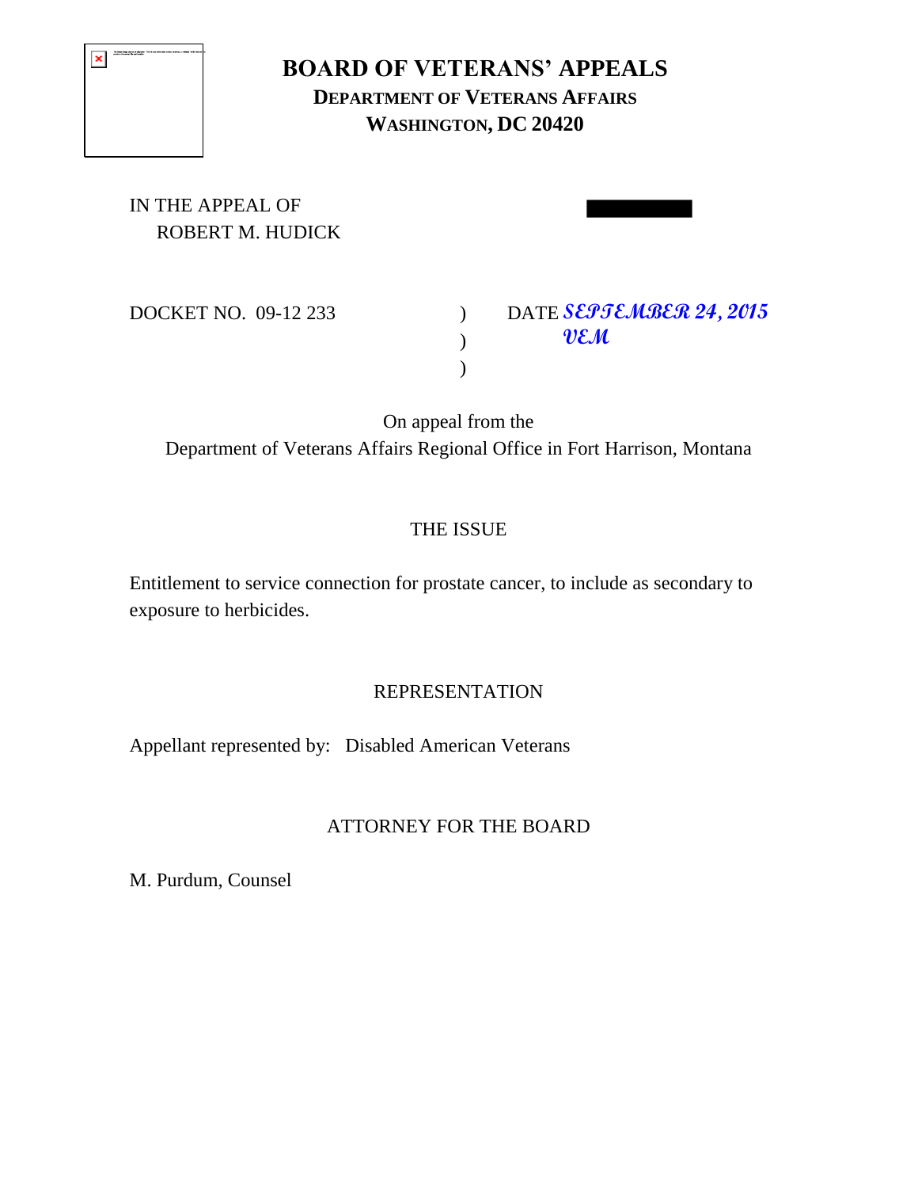# BOARD OF VETERANS' APPEALS

**DEPARTMENT OF VETERANS AFFAIRS**
**WASHINGTON, DC 20420**

IN THE APPEAL OF
ROBERT M. HUDICK

DOCKET NO. 09-12 233 ) DATE *SEPTEMBER 24, 2015*
) *VEM*
)

On appeal from the
Department of Veterans Affairs Regional Office in Fort Harrison, Montana

THE ISSUE

Entitlement to service connection for prostate cancer, to include as secondary to exposure to herbicides.

REPRESENTATION

Appellant represented by: Disabled American Veterans

ATTORNEY FOR THE BOARD

M. Purdum, Counsel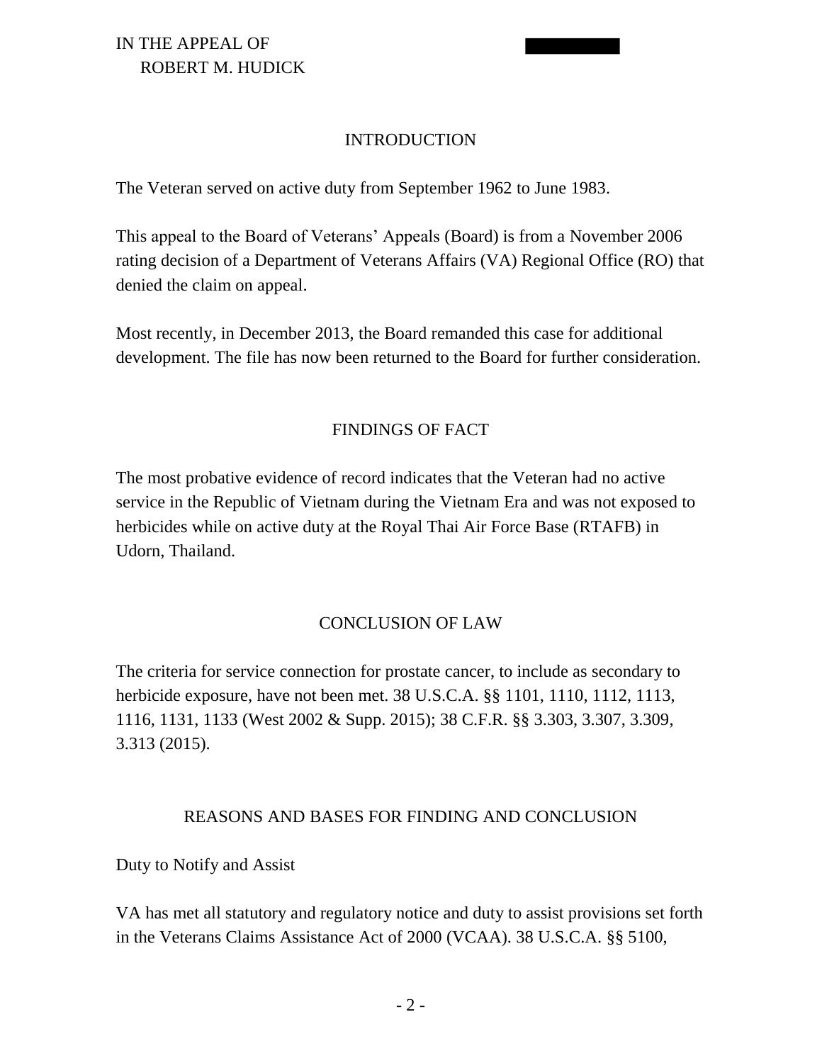IN THE APPEAL OF
ROBERT M. HUDICK

## INTRODUCTION

The Veteran served on active duty from September 1962 to June 1983.

This appeal to the Board of Veterans' Appeals (Board) is from a November 2006 rating decision of a Department of Veterans Affairs (VA) Regional Office (RO) that denied the claim on appeal.

Most recently, in December 2013, the Board remanded this case for additional development. The file has now been returned to the Board for further consideration.

## FINDINGS OF FACT

The most probative evidence of record indicates that the Veteran had no active service in the Republic of Vietnam during the Vietnam Era and was not exposed to herbicides while on active duty at the Royal Thai Air Force Base (RTAFB) in Udorn, Thailand.

## CONCLUSION OF LAW

The criteria for service connection for prostate cancer, to include as secondary to herbicide exposure, have not been met. 38 U.S.C.A. §§ 1101, 1110, 1112, 1113, 1116, 1131, 1133 (West 2002 & Supp. 2015); 38 C.F.R. §§ 3.303, 3.307, 3.309, 3.313 (2015).

## REASONS AND BASES FOR FINDING AND CONCLUSION

Duty to Notify and Assist

VA has met all statutory and regulatory notice and duty to assist provisions set forth in the Veterans Claims Assistance Act of 2000 (VCAA). 38 U.S.C.A. §§ 5100,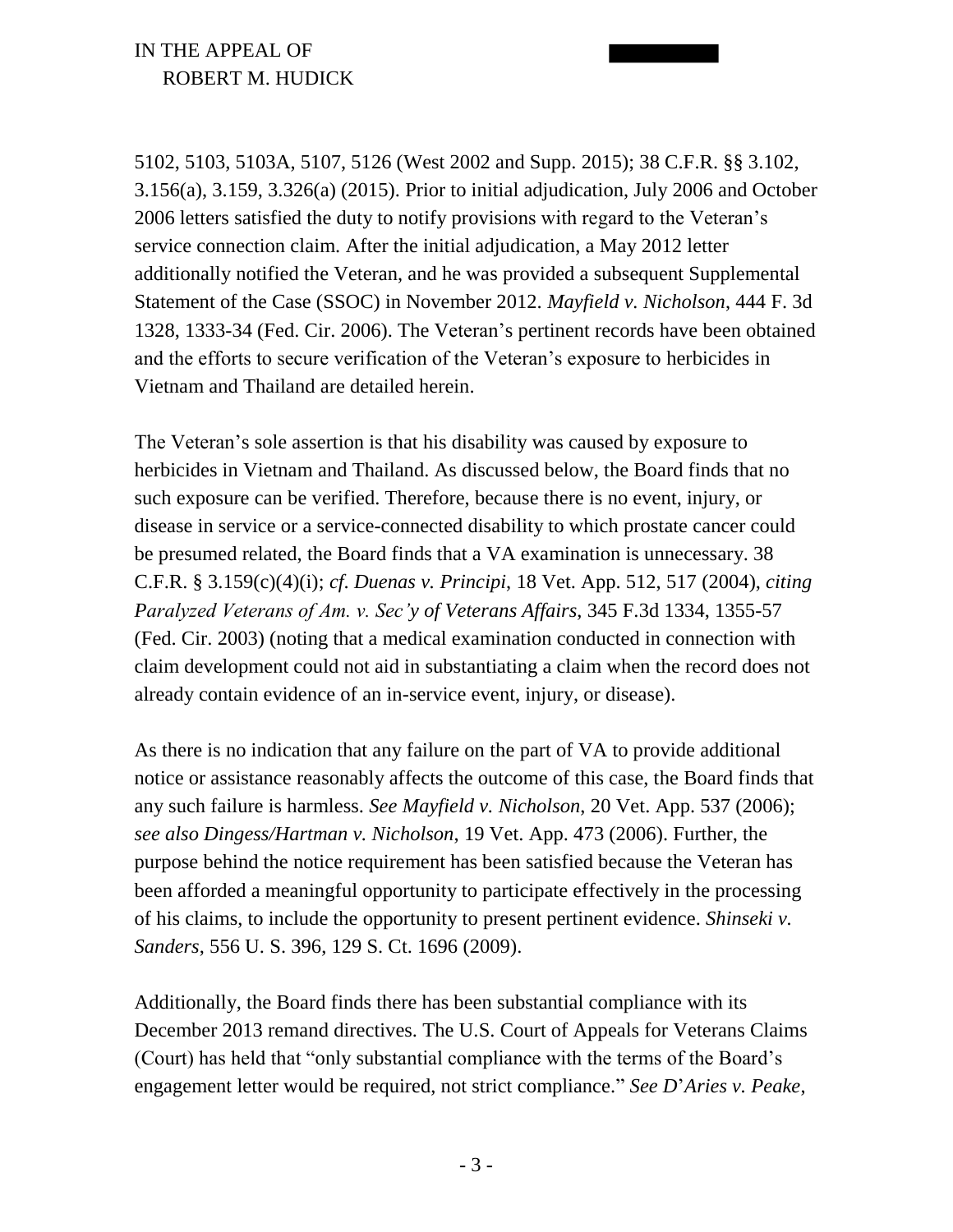5102, 5103, 5103A, 5107, 5126 (West 2002 and Supp. 2015); 38 C.F.R. §§ 3.102, 3.156(a), 3.159, 3.326(a) (2015). Prior to initial adjudication, July 2006 and October 2006 letters satisfied the duty to notify provisions with regard to the Veteran's service connection claim. After the initial adjudication, a May 2012 letter additionally notified the Veteran, and he was provided a subsequent Supplemental Statement of the Case (SSOC) in November 2012. *Mayfield v. Nicholson*, 444 F. 3d 1328, 1333-34 (Fed. Cir. 2006). The Veteran's pertinent records have been obtained and the efforts to secure verification of the Veteran's exposure to herbicides in Vietnam and Thailand are detailed herein.

The Veteran's sole assertion is that his disability was caused by exposure to herbicides in Vietnam and Thailand. As discussed below, the Board finds that no such exposure can be verified. Therefore, because there is no event, injury, or disease in service or a service-connected disability to which prostate cancer could be presumed related, the Board finds that a VA examination is unnecessary. 38 C.F.R. § 3.159(c)(4)(i); *cf. Duenas v. Principi*, 18 Vet. App. 512, 517 (2004), *citing Paralyzed Veterans of Am. v. Sec'y of Veterans Affairs*, 345 F.3d 1334, 1355-57 (Fed. Cir. 2003) (noting that a medical examination conducted in connection with claim development could not aid in substantiating a claim when the record does not already contain evidence of an in-service event, injury, or disease).

As there is no indication that any failure on the part of VA to provide additional notice or assistance reasonably affects the outcome of this case, the Board finds that any such failure is harmless. *See Mayfield v. Nicholson*, 20 Vet. App. 537 (2006); *see also Dingess/Hartman v. Nicholson*, 19 Vet. App. 473 (2006). Further, the purpose behind the notice requirement has been satisfied because the Veteran has been afforded a meaningful opportunity to participate effectively in the processing of his claims, to include the opportunity to present pertinent evidence. *Shinseki v. Sanders*, 556 U. S. 396, 129 S. Ct. 1696 (2009).

Additionally, the Board finds there has been substantial compliance with its December 2013 remand directives. The U.S. Court of Appeals for Veterans Claims (Court) has held that "only substantial compliance with the terms of the Board's engagement letter would be required, not strict compliance." *See D'Aries v. Peake*,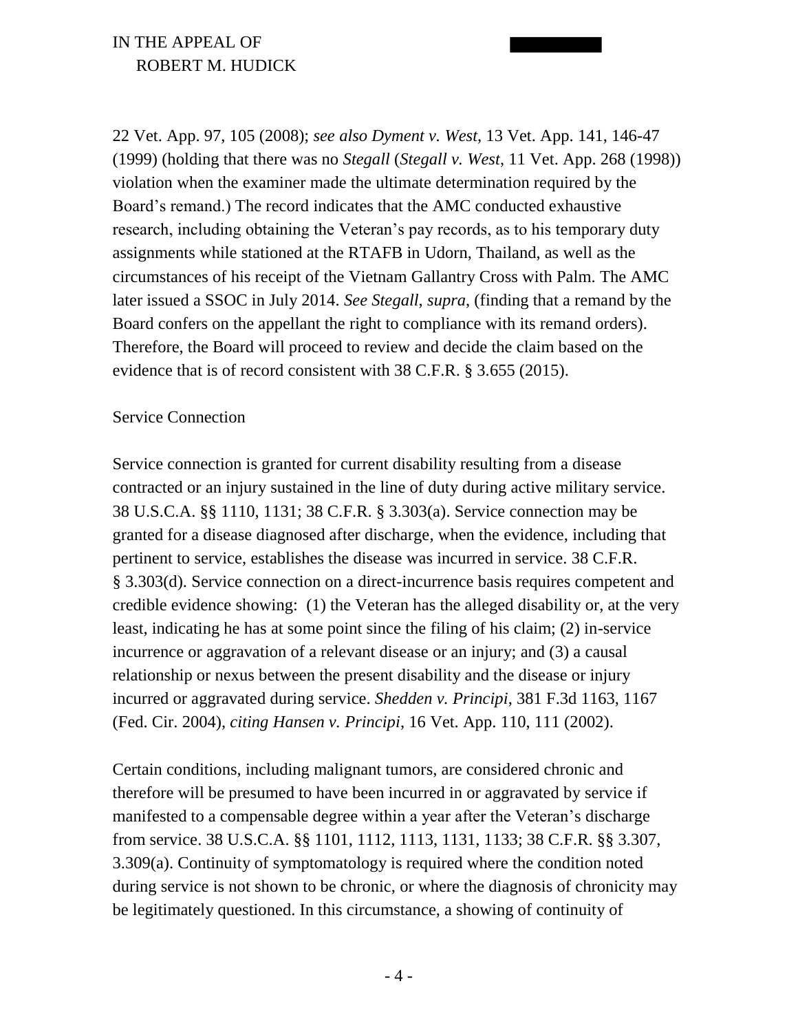22 Vet. App. 97, 105 (2008); *see also Dyment v. West*, 13 Vet. App. 141, 146-47 (1999) (holding that there was no *Stegall* (*Stegall v. West*, 11 Vet. App. 268 (1998)) violation when the examiner made the ultimate determination required by the Board's remand.) The record indicates that the AMC conducted exhaustive research, including obtaining the Veteran's pay records, as to his temporary duty assignments while stationed at the RTAFB in Udorn, Thailand, as well as the circumstances of his receipt of the Vietnam Gallantry Cross with Palm. The AMC later issued a SSOC in July 2014. *See Stegall*, *supra*, (finding that a remand by the Board confers on the appellant the right to compliance with its remand orders). Therefore, the Board will proceed to review and decide the claim based on the evidence that is of record consistent with 38 C.F.R. § 3.655 (2015).

Service Connection

Service connection is granted for current disability resulting from a disease contracted or an injury sustained in the line of duty during active military service. 38 U.S.C.A. §§ 1110, 1131; 38 C.F.R. § 3.303(a). Service connection may be granted for a disease diagnosed after discharge, when the evidence, including that pertinent to service, establishes the disease was incurred in service. 38 C.F.R. § 3.303(d). Service connection on a direct-incurrence basis requires competent and credible evidence showing: (1) the Veteran has the alleged disability or, at the very least, indicating he has at some point since the filing of his claim; (2) in-service incurrence or aggravation of a relevant disease or an injury; and (3) a causal relationship or nexus between the present disability and the disease or injury incurred or aggravated during service. *Shedden v. Principi*, 381 F.3d 1163, 1167 (Fed. Cir. 2004), *citing Hansen v. Principi*, 16 Vet. App. 110, 111 (2002).

Certain conditions, including malignant tumors, are considered chronic and therefore will be presumed to have been incurred in or aggravated by service if manifested to a compensable degree within a year after the Veteran's discharge from service. 38 U.S.C.A. §§ 1101, 1112, 1113, 1131, 1133; 38 C.F.R. §§ 3.307, 3.309(a). Continuity of symptomatology is required where the condition noted during service is not shown to be chronic, or where the diagnosis of chronicity may be legitimately questioned. In this circumstance, a showing of continuity of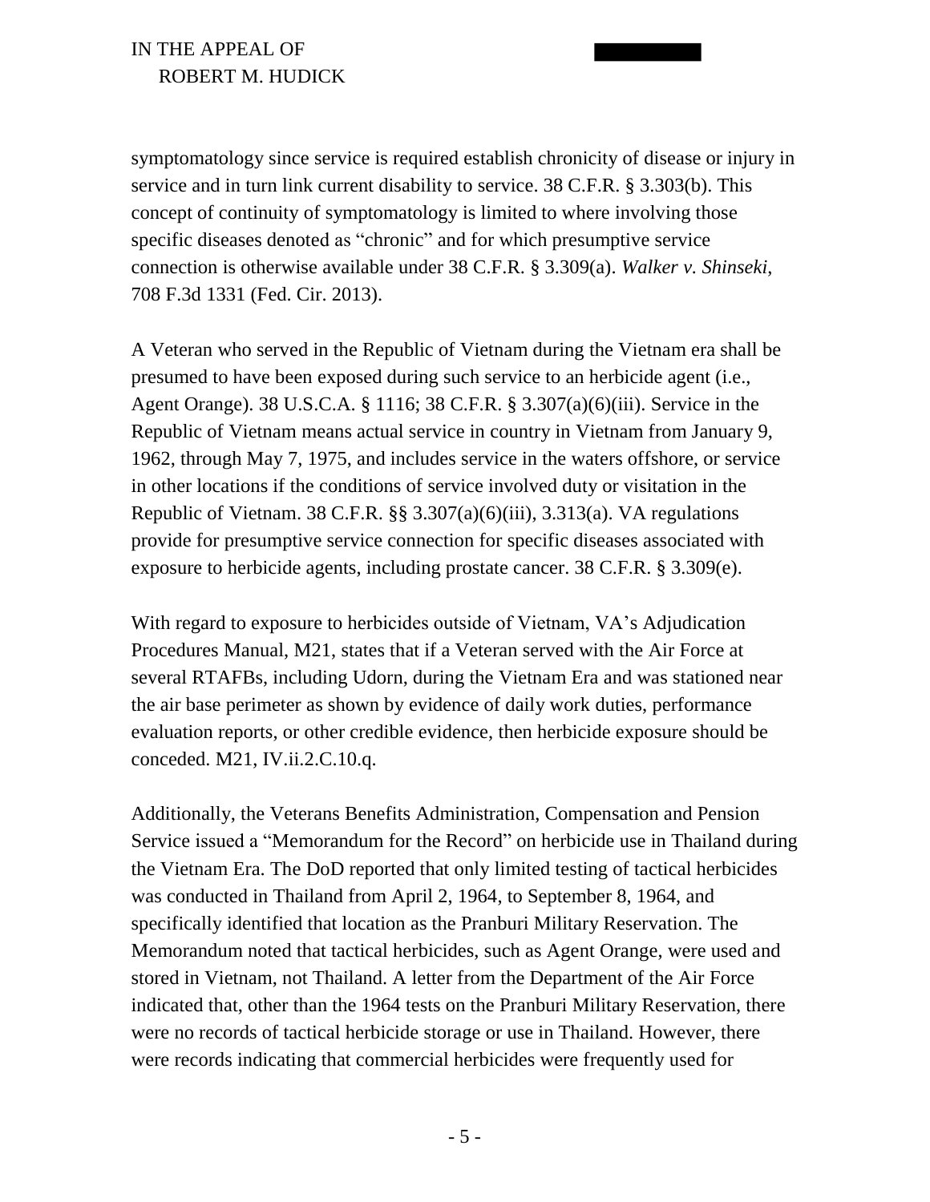symptomatology since service is required establish chronicity of disease or injury in service and in turn link current disability to service. 38 C.F.R. § 3.303(b). This concept of continuity of symptomatology is limited to where involving those specific diseases denoted as "chronic" and for which presumptive service connection is otherwise available under 38 C.F.R. § 3.309(a). *Walker v. Shinseki*, 708 F.3d 1331 (Fed. Cir. 2013).

A Veteran who served in the Republic of Vietnam during the Vietnam era shall be presumed to have been exposed during such service to an herbicide agent (i.e., Agent Orange). 38 U.S.C.A. § 1116; 38 C.F.R. § 3.307(a)(6)(iii). Service in the Republic of Vietnam means actual service in country in Vietnam from January 9, 1962, through May 7, 1975, and includes service in the waters offshore, or service in other locations if the conditions of service involved duty or visitation in the Republic of Vietnam. 38 C.F.R. §§ 3.307(a)(6)(iii), 3.313(a). VA regulations provide for presumptive service connection for specific diseases associated with exposure to herbicide agents, including prostate cancer. 38 C.F.R. § 3.309(e).

With regard to exposure to herbicides outside of Vietnam, VA's Adjudication Procedures Manual, M21, states that if a Veteran served with the Air Force at several RTAFBs, including Udorn, during the Vietnam Era and was stationed near the air base perimeter as shown by evidence of daily work duties, performance evaluation reports, or other credible evidence, then herbicide exposure should be conceded. M21, IV.ii.2.C.10.q.

Additionally, the Veterans Benefits Administration, Compensation and Pension Service issued a "Memorandum for the Record" on herbicide use in Thailand during the Vietnam Era. The DoD reported that only limited testing of tactical herbicides was conducted in Thailand from April 2, 1964, to September 8, 1964, and specifically identified that location as the Pranburi Military Reservation. The Memorandum noted that tactical herbicides, such as Agent Orange, were used and stored in Vietnam, not Thailand. A letter from the Department of the Air Force indicated that, other than the 1964 tests on the Pranburi Military Reservation, there were no records of tactical herbicide storage or use in Thailand. However, there were records indicating that commercial herbicides were frequently used for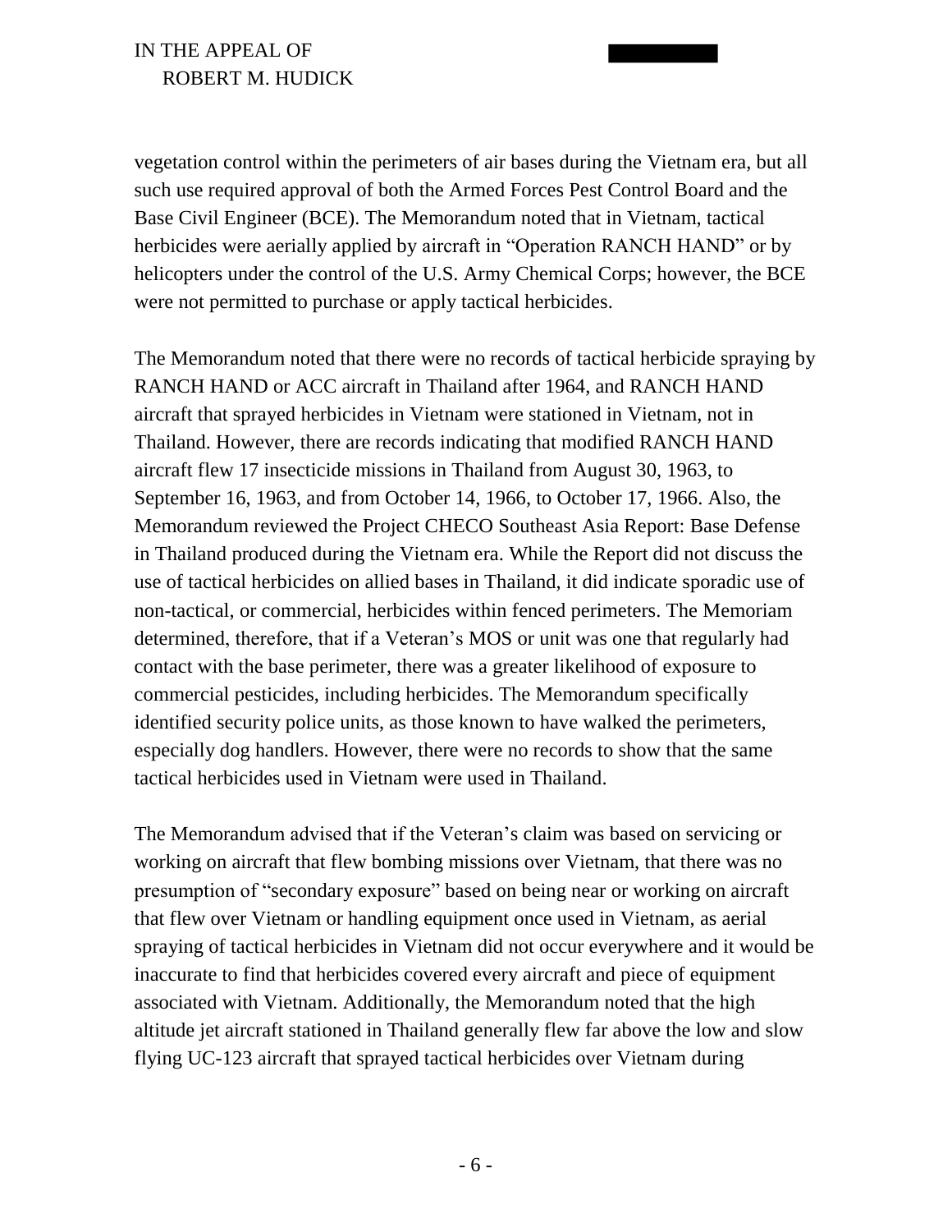vegetation control within the perimeters of air bases during the Vietnam era, but all such use required approval of both the Armed Forces Pest Control Board and the Base Civil Engineer (BCE). The Memorandum noted that in Vietnam, tactical herbicides were aerially applied by aircraft in "Operation RANCH HAND" or by helicopters under the control of the U.S. Army Chemical Corps; however, the BCE were not permitted to purchase or apply tactical herbicides.

The Memorandum noted that there were no records of tactical herbicide spraying by RANCH HAND or ACC aircraft in Thailand after 1964, and RANCH HAND aircraft that sprayed herbicides in Vietnam were stationed in Vietnam, not in Thailand. However, there are records indicating that modified RANCH HAND aircraft flew 17 insecticide missions in Thailand from August 30, 1963, to September 16, 1963, and from October 14, 1966, to October 17, 1966. Also, the Memorandum reviewed the Project CHECO Southeast Asia Report: Base Defense in Thailand produced during the Vietnam era. While the Report did not discuss the use of tactical herbicides on allied bases in Thailand, it did indicate sporadic use of non-tactical, or commercial, herbicides within fenced perimeters. The Memoriam determined, therefore, that if a Veteran's MOS or unit was one that regularly had contact with the base perimeter, there was a greater likelihood of exposure to commercial pesticides, including herbicides. The Memorandum specifically identified security police units, as those known to have walked the perimeters, especially dog handlers. However, there were no records to show that the same tactical herbicides used in Vietnam were used in Thailand.

The Memorandum advised that if the Veteran's claim was based on servicing or working on aircraft that flew bombing missions over Vietnam, that there was no presumption of "secondary exposure" based on being near or working on aircraft that flew over Vietnam or handling equipment once used in Vietnam, as aerial spraying of tactical herbicides in Vietnam did not occur everywhere and it would be inaccurate to find that herbicides covered every aircraft and piece of equipment associated with Vietnam. Additionally, the Memorandum noted that the high altitude jet aircraft stationed in Thailand generally flew far above the low and slow flying UC-123 aircraft that sprayed tactical herbicides over Vietnam during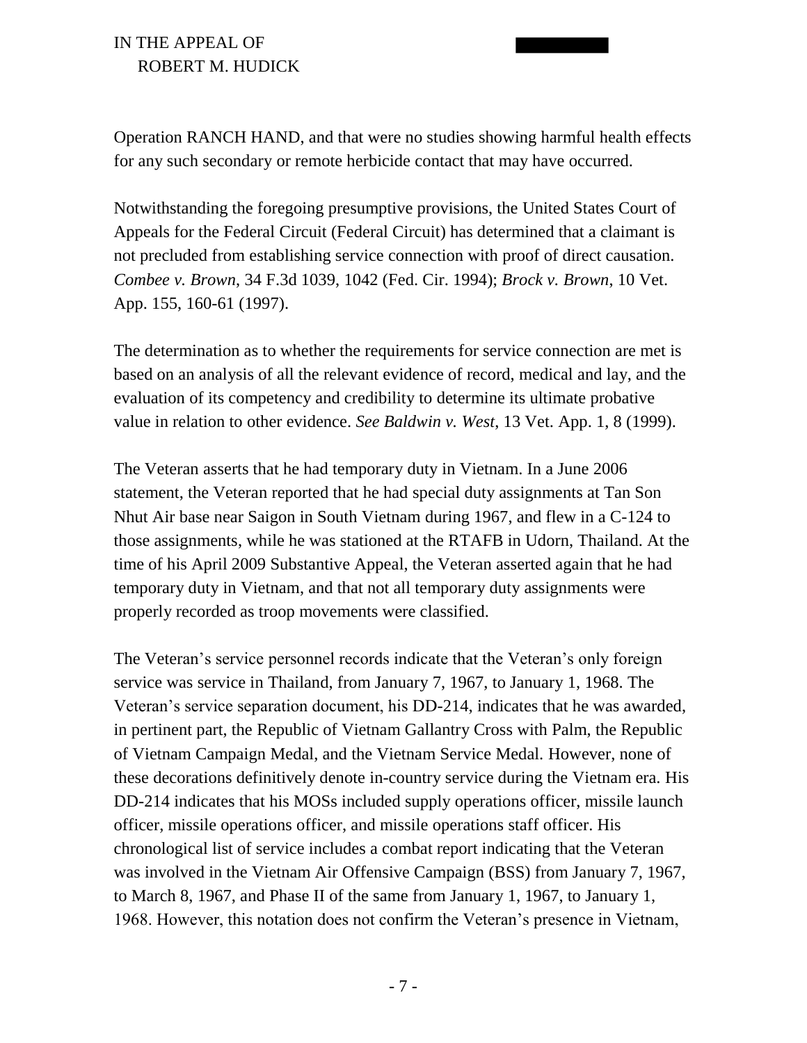Operation RANCH HAND, and that were no studies showing harmful health effects for any such secondary or remote herbicide contact that may have occurred.

Notwithstanding the foregoing presumptive provisions, the United States Court of Appeals for the Federal Circuit (Federal Circuit) has determined that a claimant is not precluded from establishing service connection with proof of direct causation. *Combee v. Brown*, 34 F.3d 1039, 1042 (Fed. Cir. 1994); *Brock v. Brown*, 10 Vet. App. 155, 160-61 (1997).

The determination as to whether the requirements for service connection are met is based on an analysis of all the relevant evidence of record, medical and lay, and the evaluation of its competency and credibility to determine its ultimate probative value in relation to other evidence. *See Baldwin v. West*, 13 Vet. App. 1, 8 (1999).

The Veteran asserts that he had temporary duty in Vietnam. In a June 2006 statement, the Veteran reported that he had special duty assignments at Tan Son Nhut Air base near Saigon in South Vietnam during 1967, and flew in a C-124 to those assignments, while he was stationed at the RTAFB in Udorn, Thailand. At the time of his April 2009 Substantive Appeal, the Veteran asserted again that he had temporary duty in Vietnam, and that not all temporary duty assignments were properly recorded as troop movements were classified.

The Veteran's service personnel records indicate that the Veteran's only foreign service was service in Thailand, from January 7, 1967, to January 1, 1968. The Veteran's service separation document, his DD-214, indicates that he was awarded, in pertinent part, the Republic of Vietnam Gallantry Cross with Palm, the Republic of Vietnam Campaign Medal, and the Vietnam Service Medal. However, none of these decorations definitively denote in-country service during the Vietnam era. His DD-214 indicates that his MOSs included supply operations officer, missile launch officer, missile operations officer, and missile operations staff officer. His chronological list of service includes a combat report indicating that the Veteran was involved in the Vietnam Air Offensive Campaign (BSS) from January 7, 1967, to March 8, 1967, and Phase II of the same from January 1, 1967, to January 1, 1968. However, this notation does not confirm the Veteran's presence in Vietnam,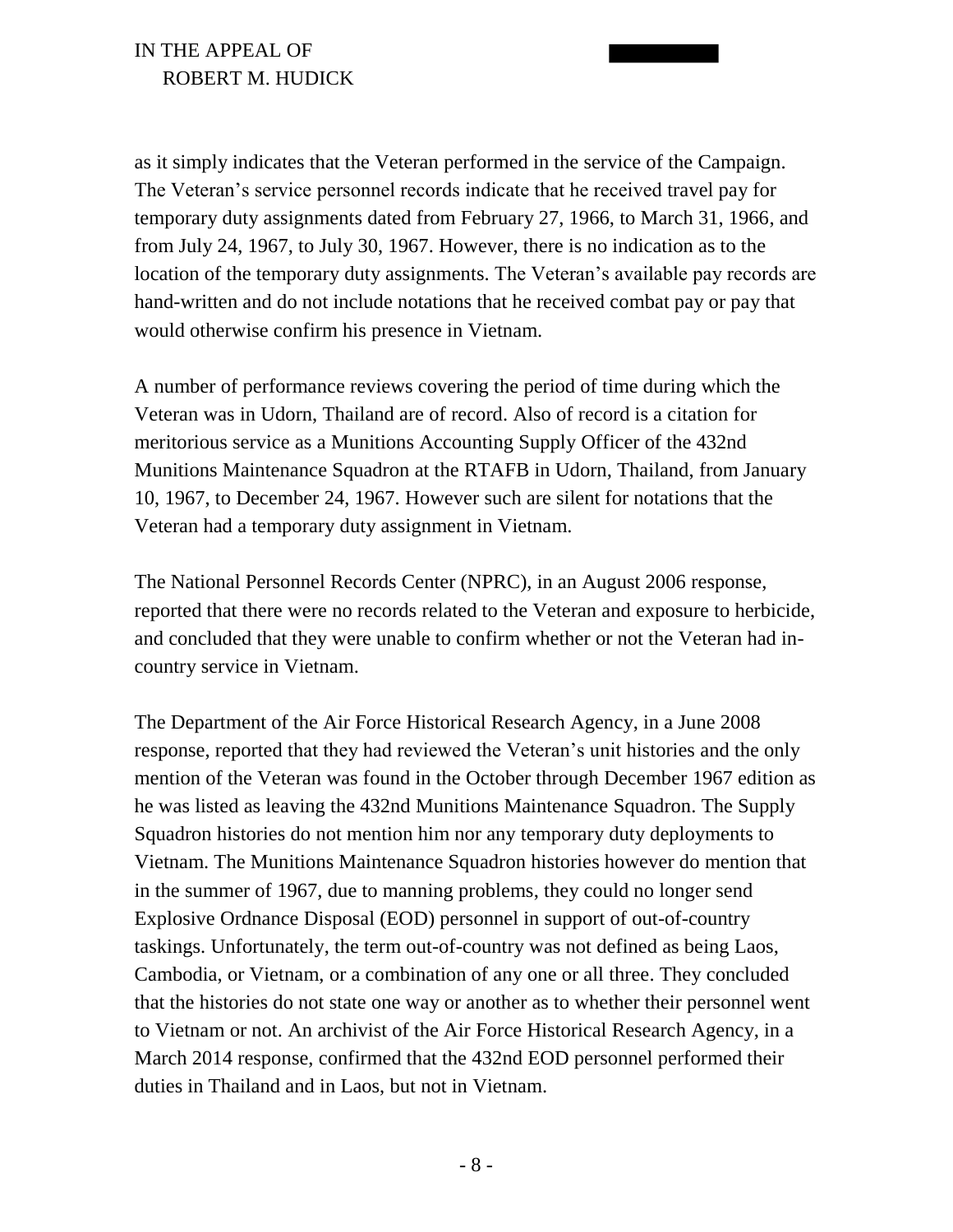as it simply indicates that the Veteran performed in the service of the Campaign. The Veteran's service personnel records indicate that he received travel pay for temporary duty assignments dated from February 27, 1966, to March 31, 1966, and from July 24, 1967, to July 30, 1967. However, there is no indication as to the location of the temporary duty assignments. The Veteran's available pay records are hand-written and do not include notations that he received combat pay or pay that would otherwise confirm his presence in Vietnam.

A number of performance reviews covering the period of time during which the Veteran was in Udorn, Thailand are of record. Also of record is a citation for meritorious service as a Munitions Accounting Supply Officer of the 432nd Munitions Maintenance Squadron at the RTAFB in Udorn, Thailand, from January 10, 1967, to December 24, 1967. However such are silent for notations that the Veteran had a temporary duty assignment in Vietnam.

The National Personnel Records Center (NPRC), in an August 2006 response, reported that there were no records related to the Veteran and exposure to herbicide, and concluded that they were unable to confirm whether or not the Veteran had in-country service in Vietnam.

The Department of the Air Force Historical Research Agency, in a June 2008 response, reported that they had reviewed the Veteran's unit histories and the only mention of the Veteran was found in the October through December 1967 edition as he was listed as leaving the 432nd Munitions Maintenance Squadron. The Supply Squadron histories do not mention him nor any temporary duty deployments to Vietnam. The Munitions Maintenance Squadron histories however do mention that in the summer of 1967, due to manning problems, they could no longer send Explosive Ordnance Disposal (EOD) personnel in support of out-of-country taskings. Unfortunately, the term out-of-country was not defined as being Laos, Cambodia, or Vietnam, or a combination of any one or all three. They concluded that the histories do not state one way or another as to whether their personnel went to Vietnam or not. An archivist of the Air Force Historical Research Agency, in a March 2014 response, confirmed that the 432nd EOD personnel performed their duties in Thailand and in Laos, but not in Vietnam.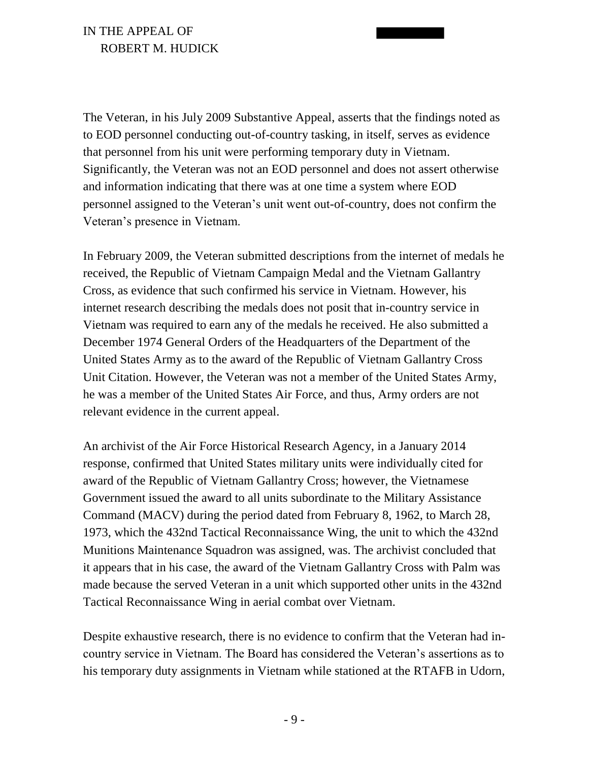The Veteran, in his July 2009 Substantive Appeal, asserts that the findings noted as to EOD personnel conducting out-of-country tasking, in itself, serves as evidence that personnel from his unit were performing temporary duty in Vietnam. Significantly, the Veteran was not an EOD personnel and does not assert otherwise and information indicating that there was at one time a system where EOD personnel assigned to the Veteran's unit went out-of-country, does not confirm the Veteran's presence in Vietnam.

In February 2009, the Veteran submitted descriptions from the internet of medals he received, the Republic of Vietnam Campaign Medal and the Vietnam Gallantry Cross, as evidence that such confirmed his service in Vietnam. However, his internet research describing the medals does not posit that in-country service in Vietnam was required to earn any of the medals he received. He also submitted a December 1974 General Orders of the Headquarters of the Department of the United States Army as to the award of the Republic of Vietnam Gallantry Cross Unit Citation. However, the Veteran was not a member of the United States Army, he was a member of the United States Air Force, and thus, Army orders are not relevant evidence in the current appeal.

An archivist of the Air Force Historical Research Agency, in a January 2014 response, confirmed that United States military units were individually cited for award of the Republic of Vietnam Gallantry Cross; however, the Vietnamese Government issued the award to all units subordinate to the Military Assistance Command (MACV) during the period dated from February 8, 1962, to March 28, 1973, which the 432nd Tactical Reconnaissance Wing, the unit to which the 432nd Munitions Maintenance Squadron was assigned, was. The archivist concluded that it appears that in his case, the award of the Vietnam Gallantry Cross with Palm was made because the served Veteran in a unit which supported other units in the 432nd Tactical Reconnaissance Wing in aerial combat over Vietnam.

Despite exhaustive research, there is no evidence to confirm that the Veteran had in-country service in Vietnam. The Board has considered the Veteran's assertions as to his temporary duty assignments in Vietnam while stationed at the RTAFB in Udorn,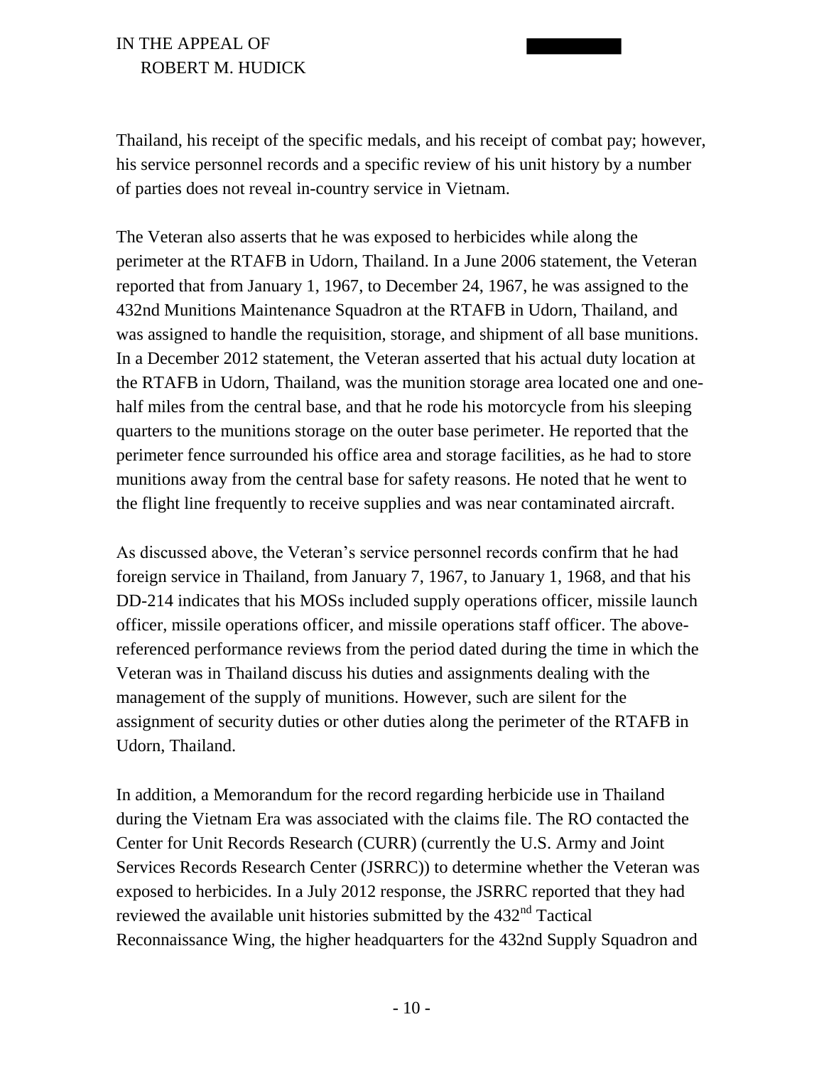Thailand, his receipt of the specific medals, and his receipt of combat pay; however, his service personnel records and a specific review of his unit history by a number of parties does not reveal in-country service in Vietnam.

The Veteran also asserts that he was exposed to herbicides while along the perimeter at the RTAFB in Udorn, Thailand. In a June 2006 statement, the Veteran reported that from January 1, 1967, to December 24, 1967, he was assigned to the 432nd Munitions Maintenance Squadron at the RTAFB in Udorn, Thailand, and was assigned to handle the requisition, storage, and shipment of all base munitions. In a December 2012 statement, the Veteran asserted that his actual duty location at the RTAFB in Udorn, Thailand, was the munition storage area located one and one-half miles from the central base, and that he rode his motorcycle from his sleeping quarters to the munitions storage on the outer base perimeter. He reported that the perimeter fence surrounded his office area and storage facilities, as he had to store munitions away from the central base for safety reasons. He noted that he went to the flight line frequently to receive supplies and was near contaminated aircraft.

As discussed above, the Veteran's service personnel records confirm that he had foreign service in Thailand, from January 7, 1967, to January 1, 1968, and that his DD-214 indicates that his MOSs included supply operations officer, missile launch officer, missile operations officer, and missile operations staff officer. The above-referenced performance reviews from the period dated during the time in which the Veteran was in Thailand discuss his duties and assignments dealing with the management of the supply of munitions. However, such are silent for the assignment of security duties or other duties along the perimeter of the RTAFB in Udorn, Thailand.

In addition, a Memorandum for the record regarding herbicide use in Thailand during the Vietnam Era was associated with the claims file. The RO contacted the Center for Unit Records Research (CURR) (currently the U.S. Army and Joint Services Records Research Center (JSRRC)) to determine whether the Veteran was exposed to herbicides. In a July 2012 response, the JSRRC reported that they had reviewed the available unit histories submitted by the 432nd Tactical Reconnaissance Wing, the higher headquarters for the 432nd Supply Squadron and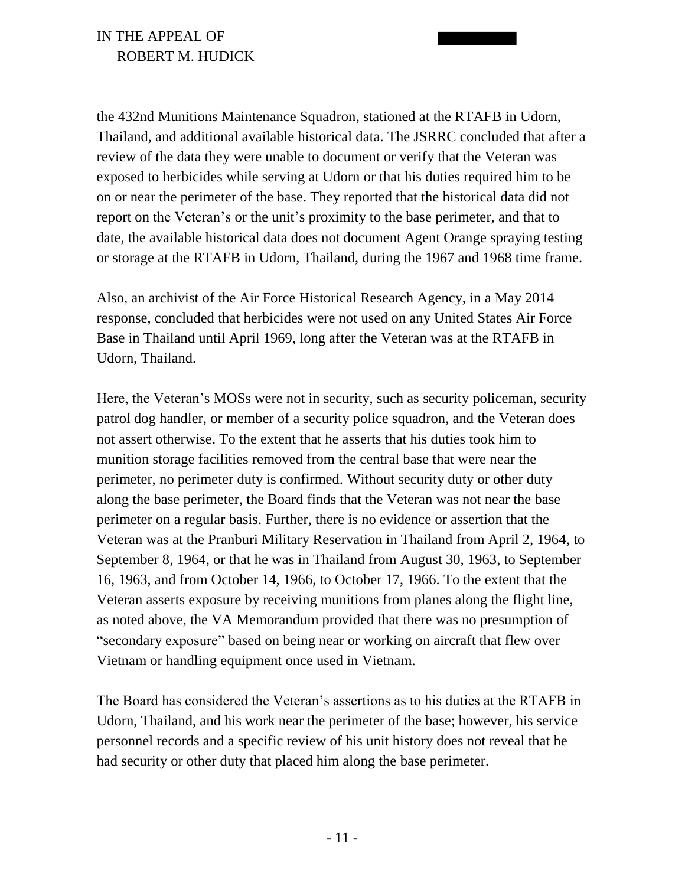the 432nd Munitions Maintenance Squadron, stationed at the RTAFB in Udorn, Thailand, and additional available historical data. The JSRRC concluded that after a review of the data they were unable to document or verify that the Veteran was exposed to herbicides while serving at Udorn or that his duties required him to be on or near the perimeter of the base. They reported that the historical data did not report on the Veteran's or the unit's proximity to the base perimeter, and that to date, the available historical data does not document Agent Orange spraying testing or storage at the RTAFB in Udorn, Thailand, during the 1967 and 1968 time frame.

Also, an archivist of the Air Force Historical Research Agency, in a May 2014 response, concluded that herbicides were not used on any United States Air Force Base in Thailand until April 1969, long after the Veteran was at the RTAFB in Udorn, Thailand.

Here, the Veteran's MOSs were not in security, such as security policeman, security patrol dog handler, or member of a security police squadron, and the Veteran does not assert otherwise. To the extent that he asserts that his duties took him to munition storage facilities removed from the central base that were near the perimeter, no perimeter duty is confirmed. Without security duty or other duty along the base perimeter, the Board finds that the Veteran was not near the base perimeter on a regular basis. Further, there is no evidence or assertion that the Veteran was at the Pranburi Military Reservation in Thailand from April 2, 1964, to September 8, 1964, or that he was in Thailand from August 30, 1963, to September 16, 1963, and from October 14, 1966, to October 17, 1966. To the extent that the Veteran asserts exposure by receiving munitions from planes along the flight line, as noted above, the VA Memorandum provided that there was no presumption of "secondary exposure" based on being near or working on aircraft that flew over Vietnam or handling equipment once used in Vietnam.

The Board has considered the Veteran's assertions as to his duties at the RTAFB in Udorn, Thailand, and his work near the perimeter of the base; however, his service personnel records and a specific review of his unit history does not reveal that he had security or other duty that placed him along the base perimeter.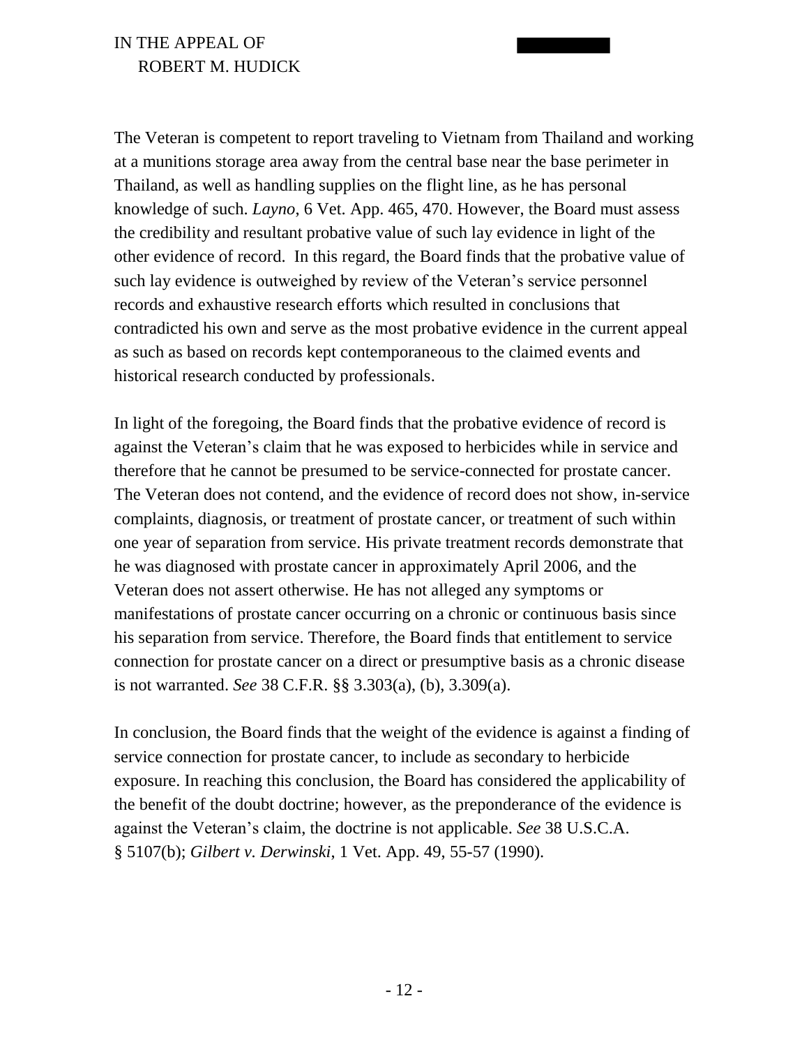The Veteran is competent to report traveling to Vietnam from Thailand and working at a munitions storage area away from the central base near the base perimeter in Thailand, as well as handling supplies on the flight line, as he has personal knowledge of such. *Layno*, 6 Vet. App. 465, 470. However, the Board must assess the credibility and resultant probative value of such lay evidence in light of the other evidence of record. In this regard, the Board finds that the probative value of such lay evidence is outweighed by review of the Veteran's service personnel records and exhaustive research efforts which resulted in conclusions that contradicted his own and serve as the most probative evidence in the current appeal as such as based on records kept contemporaneous to the claimed events and historical research conducted by professionals.

In light of the foregoing, the Board finds that the probative evidence of record is against the Veteran's claim that he was exposed to herbicides while in service and therefore that he cannot be presumed to be service-connected for prostate cancer. The Veteran does not contend, and the evidence of record does not show, in-service complaints, diagnosis, or treatment of prostate cancer, or treatment of such within one year of separation from service. His private treatment records demonstrate that he was diagnosed with prostate cancer in approximately April 2006, and the Veteran does not assert otherwise. He has not alleged any symptoms or manifestations of prostate cancer occurring on a chronic or continuous basis since his separation from service. Therefore, the Board finds that entitlement to service connection for prostate cancer on a direct or presumptive basis as a chronic disease is not warranted. *See* 38 C.F.R. §§ 3.303(a), (b), 3.309(a).

In conclusion, the Board finds that the weight of the evidence is against a finding of service connection for prostate cancer, to include as secondary to herbicide exposure. In reaching this conclusion, the Board has considered the applicability of the benefit of the doubt doctrine; however, as the preponderance of the evidence is against the Veteran's claim, the doctrine is not applicable. *See* 38 U.S.C.A. § 5107(b); *Gilbert v. Derwinski*, 1 Vet. App. 49, 55-57 (1990).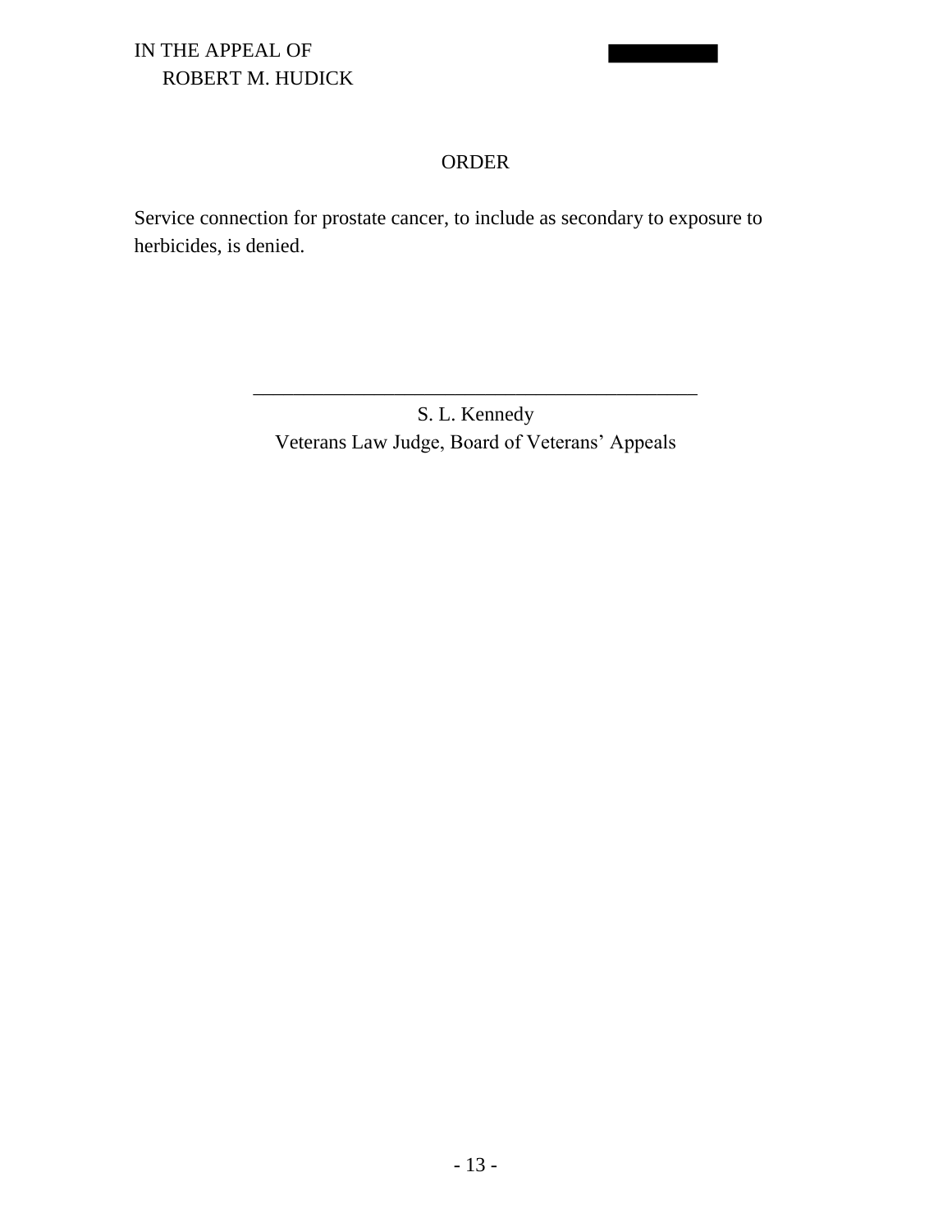## ORDER

Service connection for prostate cancer, to include as secondary to exposure to herbicides, is denied.

\_\_\_\_\_\_\_\_\_\_\_\_\_\_\_\_\_\_\_\_\_\_\_\_\_\_\_\_\_\_\_\_\_\_\_\_\_\_\_\_\_\_\_\_

S. L. Kennedy
Veterans Law Judge, Board of Veterans' Appeals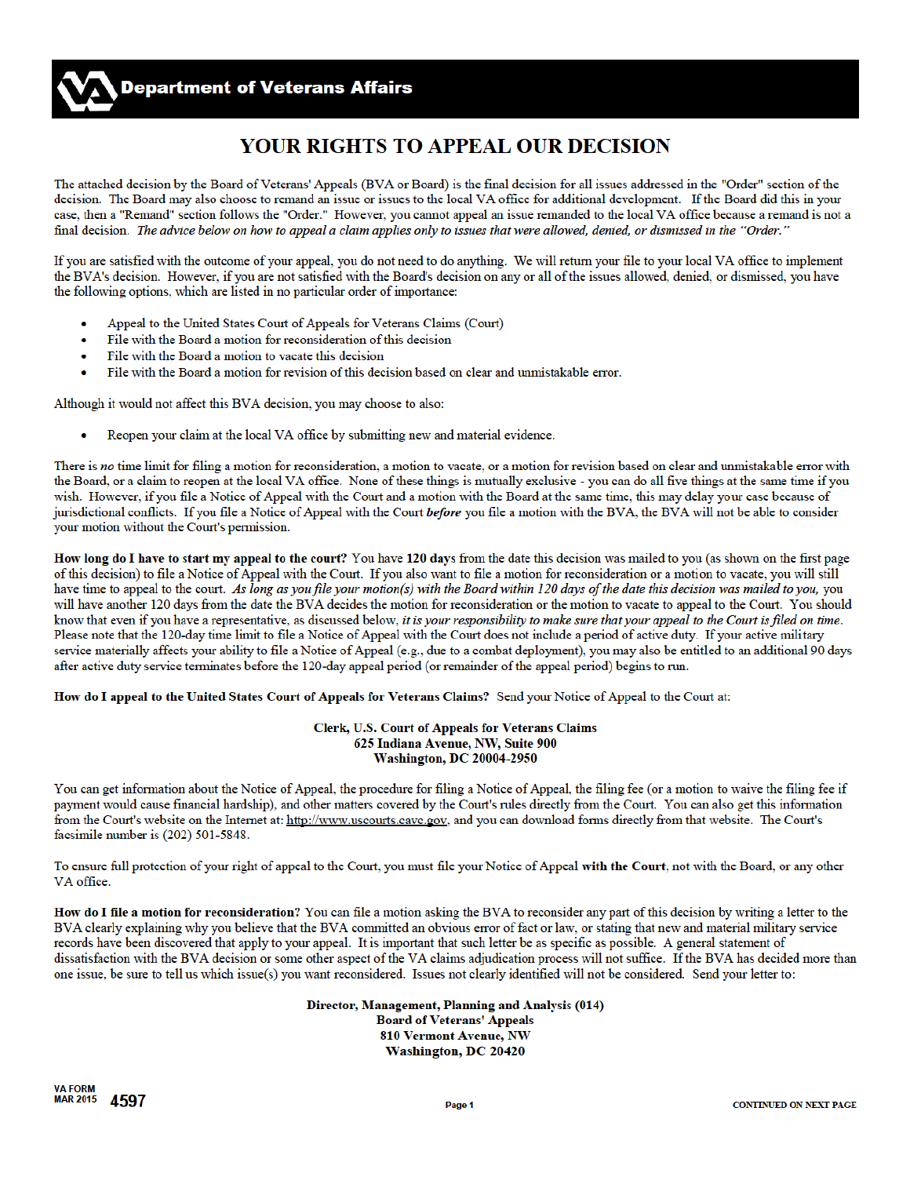**Department of Veterans Affairs**

# YOUR RIGHTS TO APPEAL OUR DECISION

The attached decision by the Board of Veterans' Appeals (BVA or Board) is the final decision for all issues addressed in the "Order" section of the decision. The Board may also choose to remand an issue or issues to the local VA office for additional development. If the Board did this in your case, then a "Remand" section follows the "Order." However, you cannot appeal an issue remanded to the local VA office because a remand is not a final decision. *The advice below on how to appeal a claim applies only to issues that were allowed, denied, or dismissed in the "Order."*

If you are satisfied with the outcome of your appeal, you do not need to do anything. We will return your file to your local VA office to implement the BVA's decision. However, if you are not satisfied with the Board's decision on any or all of the issues allowed, denied, or dismissed, you have the following options, which are listed in no particular order of importance:

- Appeal to the United States Court of Appeals for Veterans Claims (Court)
- File with the Board a motion for reconsideration of this decision
- File with the Board a motion to vacate this decision
- File with the Board a motion for revision of this decision based on clear and unmistakable error.

Although it would not affect this BVA decision, you may choose to also:

- Reopen your claim at the local VA office by submitting new and material evidence.

There is *no* time limit for filing a motion for reconsideration, a motion to vacate, or a motion for revision based on clear and unmistakable error with the Board, or a claim to reopen at the local VA office. None of these things is mutually exclusive - you can do all five things at the same time if you wish. However, if you file a Notice of Appeal with the Court and a motion with the Board at the same time, this may delay your case because of jurisdictional conflicts. If you file a Notice of Appeal with the Court ***before*** you file a motion with the BVA, the BVA will not be able to consider your motion without the Court's permission.

**How long do I have to start my appeal to the court?** You have **120 days** from the date this decision was mailed to you (as shown on the first page of this decision) to file a Notice of Appeal with the Court. If you also want to file a motion for reconsideration or a motion to vacate, you will still have time to appeal to the court. *As long as you file your motion(s) with the Board within 120 days of the date this decision was mailed to you,* you will have another 120 days from the date the BVA decides the motion for reconsideration or the motion to vacate to appeal to the Court. You should know that even if you have a representative, as discussed below, *it is your responsibility to make sure that your appeal to the Court is filed on time*. Please note that the 120-day time limit to file a Notice of Appeal with the Court does not include a period of active duty. If your active military service materially affects your ability to file a Notice of Appeal (e.g., due to a combat deployment), you may also be entitled to an additional 90 days after active duty service terminates before the 120-day appeal period (or remainder of the appeal period) begins to run.

**How do I appeal to the United States Court of Appeals for Veterans Claims?** Send your Notice of Appeal to the Court at:

**Clerk, U.S. Court of Appeals for Veterans Claims**
**625 Indiana Avenue, NW, Suite 900**
**Washington, DC 20004-2950**

You can get information about the Notice of Appeal, the procedure for filing a Notice of Appeal, the filing fee (or a motion to waive the filing fee if payment would cause financial hardship), and other matters covered by the Court's rules directly from the Court. You can also get this information from the Court's website on the Internet at: http://www.uscourts.cavc.gov, and you can download forms directly from that website. The Court's facsimile number is (202) 501-5848.

To ensure full protection of your right of appeal to the Court, you must file your Notice of Appeal **with the Court**, not with the Board, or any other VA office.

**How do I file a motion for reconsideration?** You can file a motion asking the BVA to reconsider any part of this decision by writing a letter to the BVA clearly explaining why you believe that the BVA committed an obvious error of fact or law, or stating that new and material military service records have been discovered that apply to your appeal. It is important that such letter be as specific as possible. A general statement of dissatisfaction with the BVA decision or some other aspect of the VA claims adjudication process will not suffice. If the BVA has decided more than one issue, be sure to tell us which issue(s) you want reconsidered. Issues not clearly identified will not be considered. Send your letter to:

**Director, Management, Planning and Analysis (014)**
**Board of Veterans' Appeals**
**810 Vermont Avenue, NW**
**Washington, DC 20420**

VA FORM
MAR 2015 **4597**

CONTINUED ON NEXT PAGE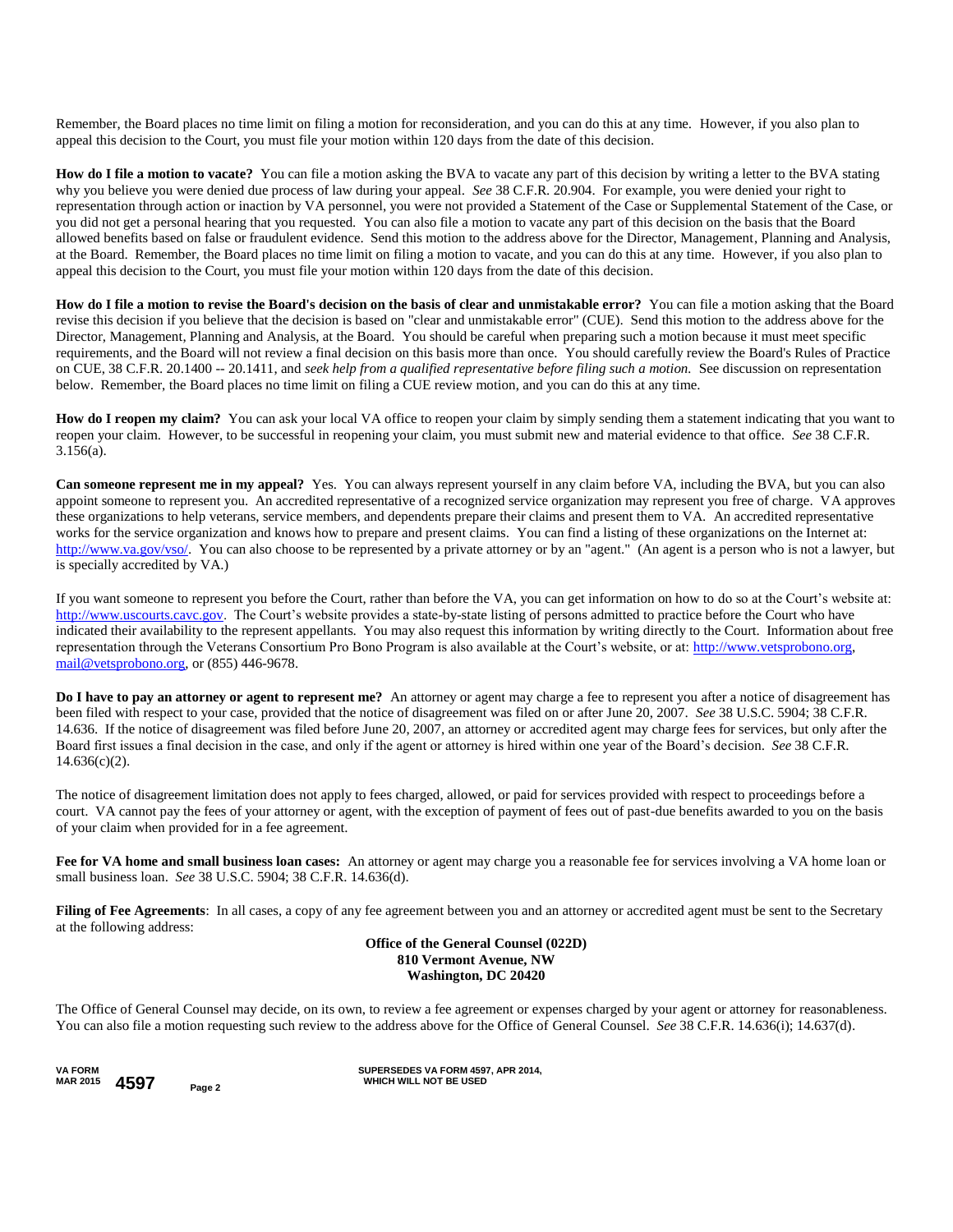Remember, the Board places no time limit on filing a motion for reconsideration, and you can do this at any time. However, if you also plan to appeal this decision to the Court, you must file your motion within 120 days from the date of this decision.

**How do I file a motion to vacate?** You can file a motion asking the BVA to vacate any part of this decision by writing a letter to the BVA stating why you believe you were denied due process of law during your appeal. *See* 38 C.F.R. 20.904. For example, you were denied your right to representation through action or inaction by VA personnel, you were not provided a Statement of the Case or Supplemental Statement of the Case, or you did not get a personal hearing that you requested. You can also file a motion to vacate any part of this decision on the basis that the Board allowed benefits based on false or fraudulent evidence. Send this motion to the address above for the Director, Management, Planning and Analysis, at the Board. Remember, the Board places no time limit on filing a motion to vacate, and you can do this at any time. However, if you also plan to appeal this decision to the Court, you must file your motion within 120 days from the date of this decision.

**How do I file a motion to revise the Board's decision on the basis of clear and unmistakable error?** You can file a motion asking that the Board revise this decision if you believe that the decision is based on "clear and unmistakable error" (CUE). Send this motion to the address above for the Director, Management, Planning and Analysis, at the Board. You should be careful when preparing such a motion because it must meet specific requirements, and the Board will not review a final decision on this basis more than once. You should carefully review the Board's Rules of Practice on CUE, 38 C.F.R. 20.1400 -- 20.1411, and *seek help from a qualified representative before filing such a motion.* See discussion on representation below. Remember, the Board places no time limit on filing a CUE review motion, and you can do this at any time.

**How do I reopen my claim?** You can ask your local VA office to reopen your claim by simply sending them a statement indicating that you want to reopen your claim. However, to be successful in reopening your claim, you must submit new and material evidence to that office. *See* 38 C.F.R. 3.156(a).

**Can someone represent me in my appeal?** Yes. You can always represent yourself in any claim before VA, including the BVA, but you can also appoint someone to represent you. An accredited representative of a recognized service organization may represent you free of charge. VA approves these organizations to help veterans, service members, and dependents prepare their claims and present them to VA. An accredited representative works for the service organization and knows how to prepare and present claims. You can find a listing of these organizations on the Internet at: http://www.va.gov/vso/. You can also choose to be represented by a private attorney or by an "agent." (An agent is a person who is not a lawyer, but is specially accredited by VA.)

If you want someone to represent you before the Court, rather than before the VA, you can get information on how to do so at the Court's website at: http://www.uscourts.cavc.gov. The Court's website provides a state-by-state listing of persons admitted to practice before the Court who have indicated their availability to the represent appellants. You may also request this information by writing directly to the Court. Information about free representation through the Veterans Consortium Pro Bono Program is also available at the Court's website, or at: http://www.vetsprobono.org, mail@vetsprobono.org, or (855) 446-9678.

**Do I have to pay an attorney or agent to represent me?** An attorney or agent may charge a fee to represent you after a notice of disagreement has been filed with respect to your case, provided that the notice of disagreement was filed on or after June 20, 2007. *See* 38 U.S.C. 5904; 38 C.F.R. 14.636. If the notice of disagreement was filed before June 20, 2007, an attorney or accredited agent may charge fees for services, but only after the Board first issues a final decision in the case, and only if the agent or attorney is hired within one year of the Board's decision. *See* 38 C.F.R. 14.636(c)(2).

The notice of disagreement limitation does not apply to fees charged, allowed, or paid for services provided with respect to proceedings before a court. VA cannot pay the fees of your attorney or agent, with the exception of payment of fees out of past-due benefits awarded to you on the basis of your claim when provided for in a fee agreement.

**Fee for VA home and small business loan cases:** An attorney or agent may charge you a reasonable fee for services involving a VA home loan or small business loan. *See* 38 U.S.C. 5904; 38 C.F.R. 14.636(d).

**Filing of Fee Agreements**: In all cases, a copy of any fee agreement between you and an attorney or accredited agent must be sent to the Secretary at the following address:

**Office of the General Counsel (022D)**
**810 Vermont Avenue, NW**
**Washington, DC 20420**

The Office of General Counsel may decide, on its own, to review a fee agreement or expenses charged by your agent or attorney for reasonableness. You can also file a motion requesting such review to the address above for the Office of General Counsel. *See* 38 C.F.R. 14.636(i); 14.637(d).

VA FORM MAR 2015 **4597** Page 2 SUPERSEDES VA FORM 4597, APR 2014, WHICH WILL NOT BE USED